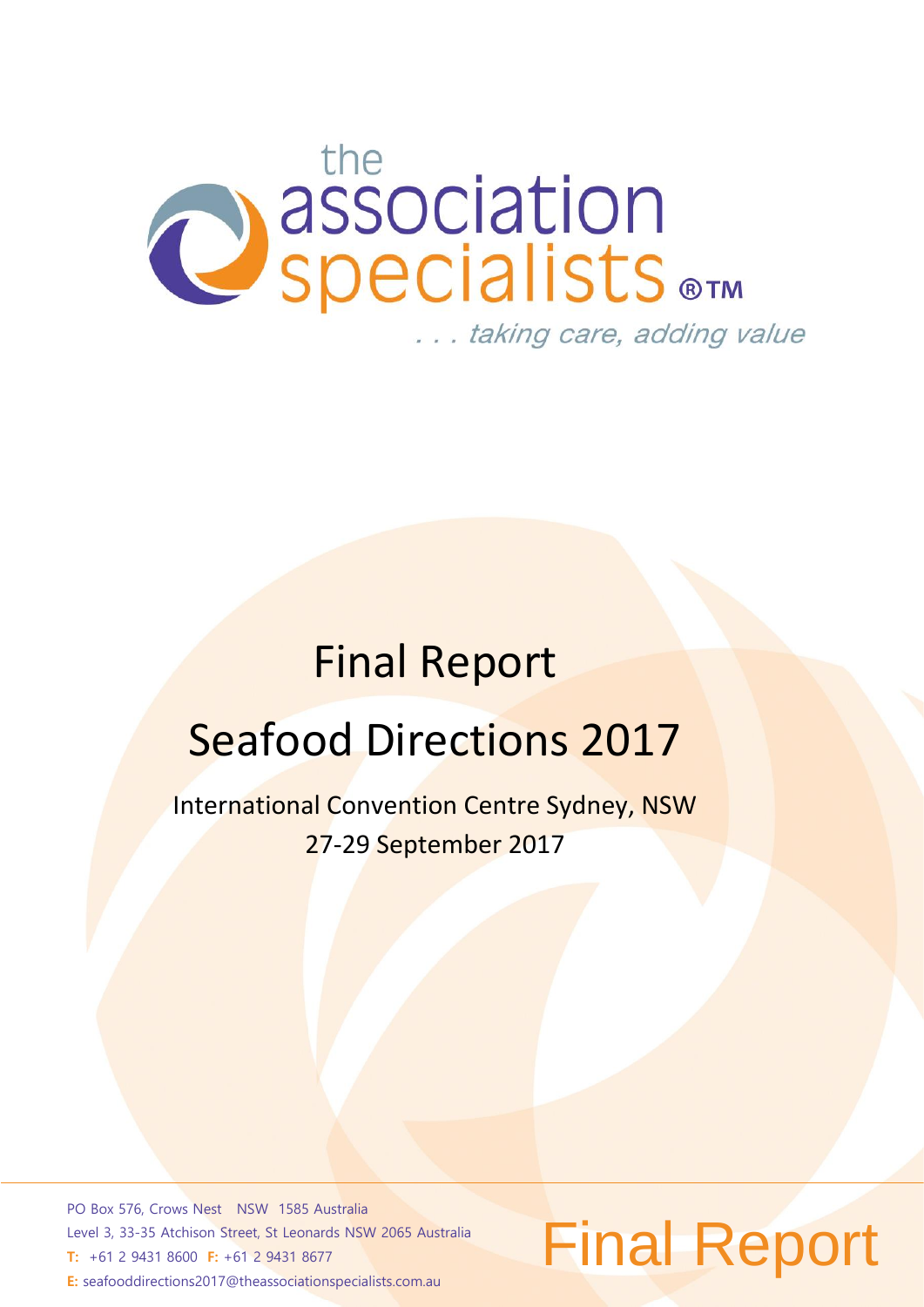the association specialists ®™

*. . . taking care, adding value*

# Final Report

# Seafood Directions 2017

International Convention Centre Sydney, NSW
27-29 September 2017

PO Box 576, Crows Nest NSW 1585 Australia
Level 3, 33-35 Atchison Street, St Leonards NSW 2065 Australia
**T:** +61 2 9431 8600 **F:** +61 2 9431 8677
**E:** seafooddirections2017@theassociationspecialists.com.au

Final Report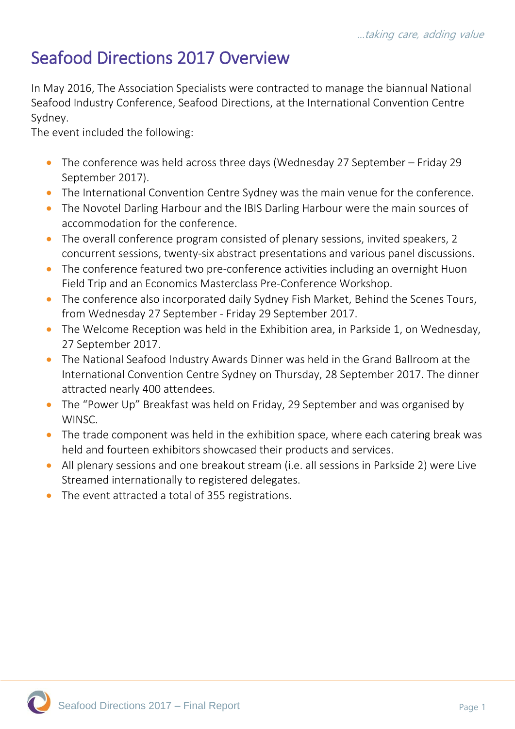# Seafood Directions 2017 Overview

In May 2016, The Association Specialists were contracted to manage the biannual National Seafood Industry Conference, Seafood Directions, at the International Convention Centre Sydney.

The event included the following:

- The conference was held across three days (Wednesday 27 September – Friday 29 September 2017).
- The International Convention Centre Sydney was the main venue for the conference.
- The Novotel Darling Harbour and the IBIS Darling Harbour were the main sources of accommodation for the conference.
- The overall conference program consisted of plenary sessions, invited speakers, 2 concurrent sessions, twenty-six abstract presentations and various panel discussions.
- The conference featured two pre-conference activities including an overnight Huon Field Trip and an Economics Masterclass Pre-Conference Workshop.
- The conference also incorporated daily Sydney Fish Market, Behind the Scenes Tours, from Wednesday 27 September - Friday 29 September 2017.
- The Welcome Reception was held in the Exhibition area, in Parkside 1, on Wednesday, 27 September 2017.
- The National Seafood Industry Awards Dinner was held in the Grand Ballroom at the International Convention Centre Sydney on Thursday, 28 September 2017. The dinner attracted nearly 400 attendees.
- The "Power Up" Breakfast was held on Friday, 29 September and was organised by WINSC.
- The trade component was held in the exhibition space, where each catering break was held and fourteen exhibitors showcased their products and services.
- All plenary sessions and one breakout stream (i.e. all sessions in Parkside 2) were Live Streamed internationally to registered delegates.
- The event attracted a total of 355 registrations.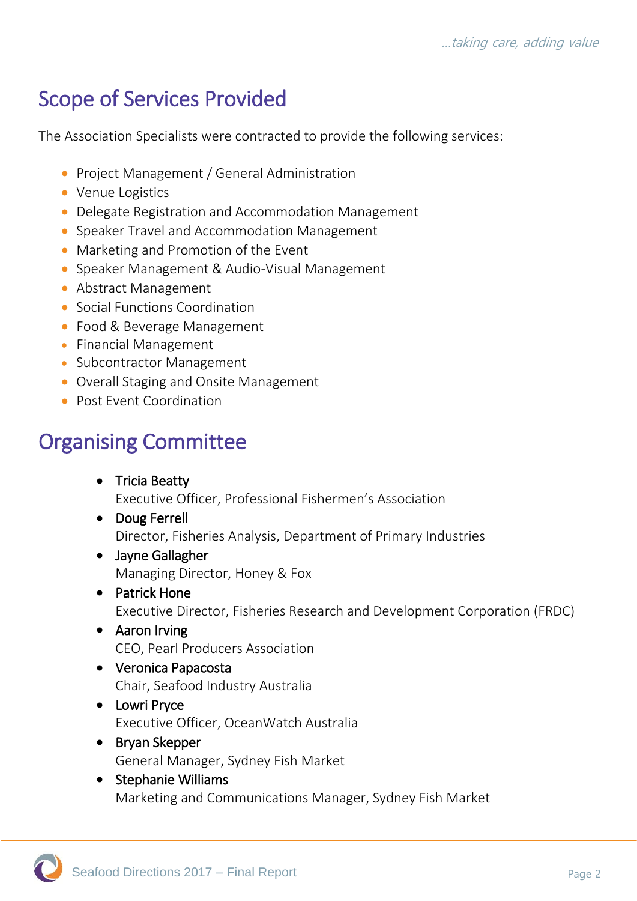## Scope of Services Provided

The Association Specialists were contracted to provide the following services:

- Project Management / General Administration
- Venue Logistics
- Delegate Registration and Accommodation Management
- Speaker Travel and Accommodation Management
- Marketing and Promotion of the Event
- Speaker Management & Audio-Visual Management
- Abstract Management
- Social Functions Coordination
- Food & Beverage Management
- Financial Management
- Subcontractor Management
- Overall Staging and Onsite Management
- Post Event Coordination

## Organising Committee

- Tricia Beatty
  Executive Officer, Professional Fishermen's Association
- Doug Ferrell
  Director, Fisheries Analysis, Department of Primary Industries
- Jayne Gallagher
  Managing Director, Honey & Fox
- Patrick Hone
  Executive Director, Fisheries Research and Development Corporation (FRDC)
- Aaron Irving
  CEO, Pearl Producers Association
- Veronica Papacosta
  Chair, Seafood Industry Australia
- Lowri Pryce
  Executive Officer, OceanWatch Australia
- Bryan Skepper
  General Manager, Sydney Fish Market
- Stephanie Williams
  Marketing and Communications Manager, Sydney Fish Market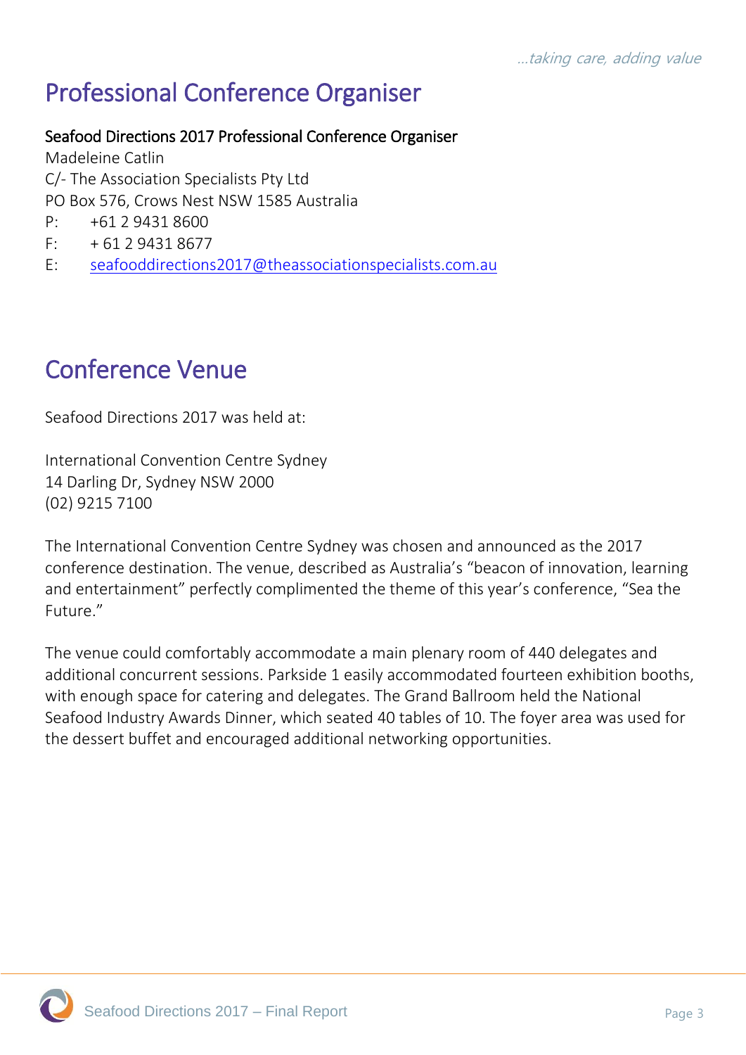# Professional Conference Organiser

**Seafood Directions 2017 Professional Conference Organiser**

Madeleine Catlin
C/- The Association Specialists Pty Ltd
PO Box 576, Crows Nest NSW 1585 Australia
P: +61 2 9431 8600
F: + 61 2 9431 8677
E: seafooddirections2017@theassociationspecialists.com.au

# Conference Venue

Seafood Directions 2017 was held at:

International Convention Centre Sydney
14 Darling Dr, Sydney NSW 2000
(02) 9215 7100

The International Convention Centre Sydney was chosen and announced as the 2017 conference destination. The venue, described as Australia's "beacon of innovation, learning and entertainment" perfectly complimented the theme of this year's conference, "Sea the Future."

The venue could comfortably accommodate a main plenary room of 440 delegates and additional concurrent sessions. Parkside 1 easily accommodated fourteen exhibition booths, with enough space for catering and delegates. The Grand Ballroom held the National Seafood Industry Awards Dinner, which seated 40 tables of 10. The foyer area was used for the dessert buffet and encouraged additional networking opportunities.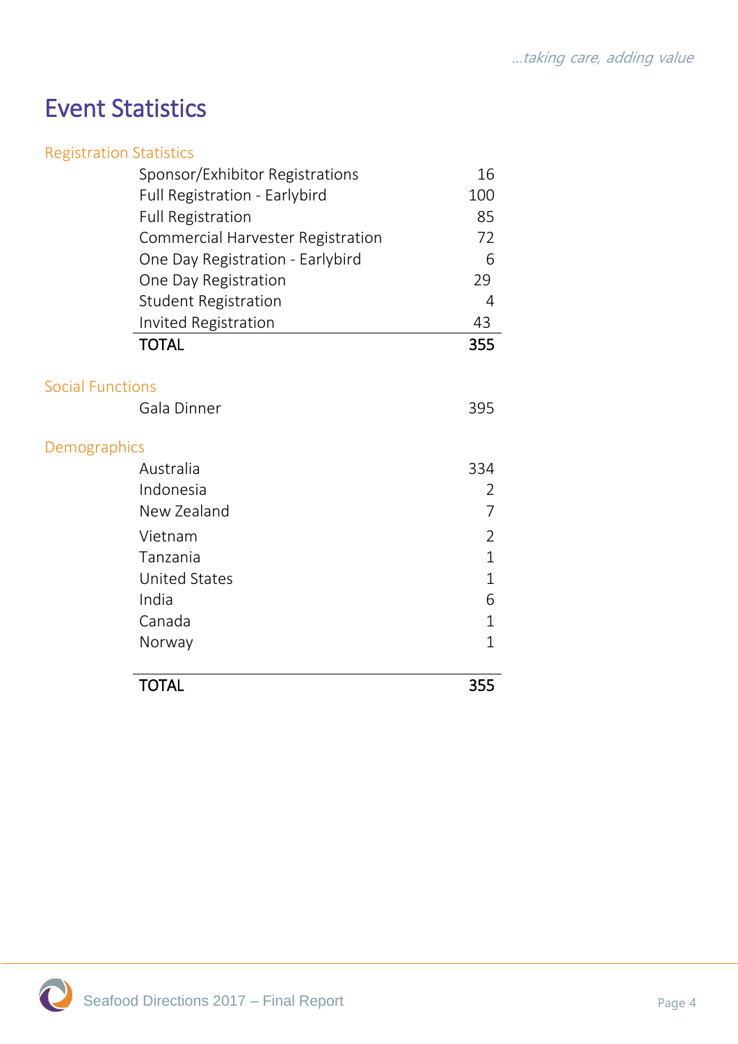# Event Statistics

## Registration Statistics

| | |
|---|---|
| Sponsor/Exhibitor Registrations | 16 |
| Full Registration - Earlybird | 100 |
| Full Registration | 85 |
| Commercial Harvester Registration | 72 |
| One Day Registration - Earlybird | 6 |
| One Day Registration | 29 |
| Student Registration | 4 |
| Invited Registration | 43 |
| **TOTAL** | **355** |

## Social Functions

| | |
|---|---|
| Gala Dinner | 395 |

## Demographics

| | |
|---|---|
| Australia | 334 |
| Indonesia | 2 |
| New Zealand | 7 |
| Vietnam | 2 |
| Tanzania | 1 |
| United States | 1 |
| India | 6 |
| Canada | 1 |
| Norway | 1 |
| **TOTAL** | **355** |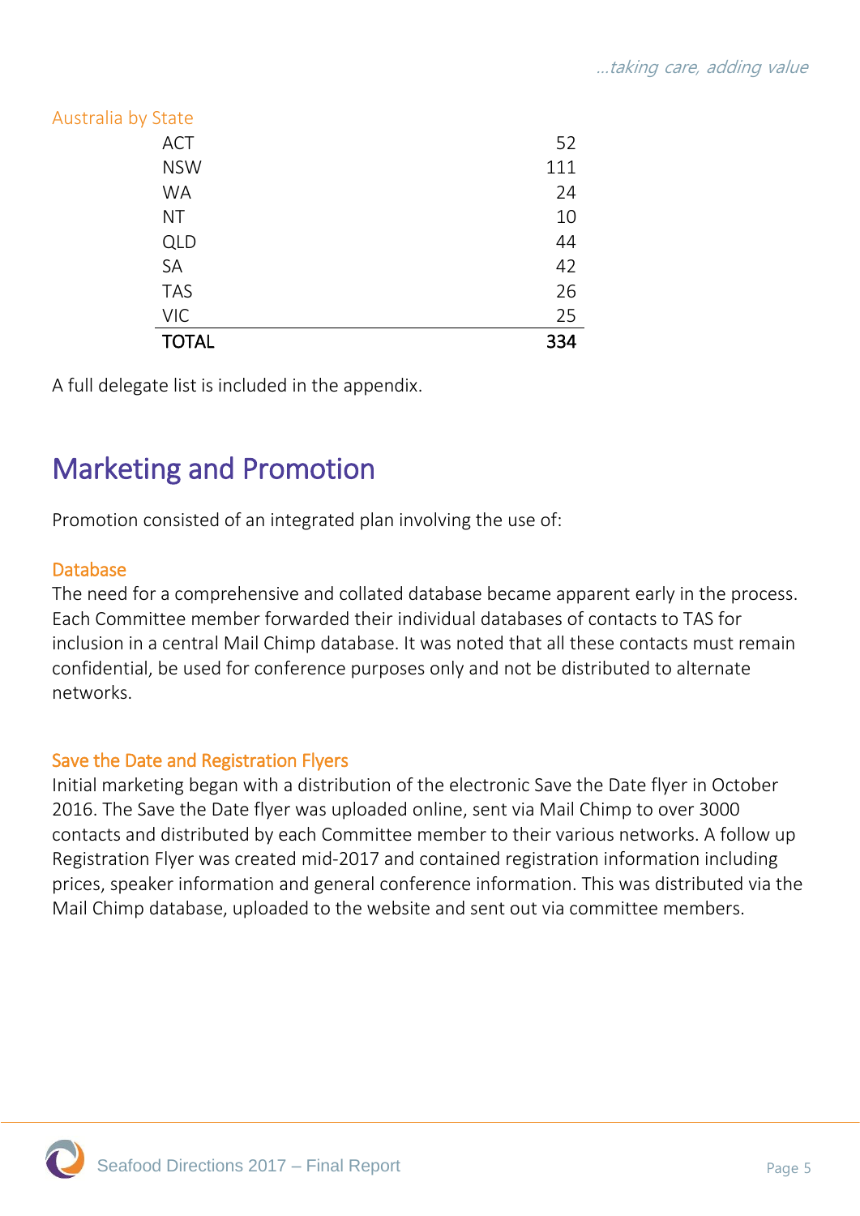### Australia by State

| State | Count |
|---|---|
| ACT | 52 |
| NSW | 111 |
| WA | 24 |
| NT | 10 |
| QLD | 44 |
| SA | 42 |
| TAS | 26 |
| VIC | 25 |
| **TOTAL** | **334** |

A full delegate list is included in the appendix.

# Marketing and Promotion

Promotion consisted of an integrated plan involving the use of:

### Database

The need for a comprehensive and collated database became apparent early in the process. Each Committee member forwarded their individual databases of contacts to TAS for inclusion in a central Mail Chimp database. It was noted that all these contacts must remain confidential, be used for conference purposes only and not be distributed to alternate networks.

### Save the Date and Registration Flyers

Initial marketing began with a distribution of the electronic Save the Date flyer in October 2016. The Save the Date flyer was uploaded online, sent via Mail Chimp to over 3000 contacts and distributed by each Committee member to their various networks. A follow up Registration Flyer was created mid-2017 and contained registration information including prices, speaker information and general conference information. This was distributed via the Mail Chimp database, uploaded to the website and sent out via committee members.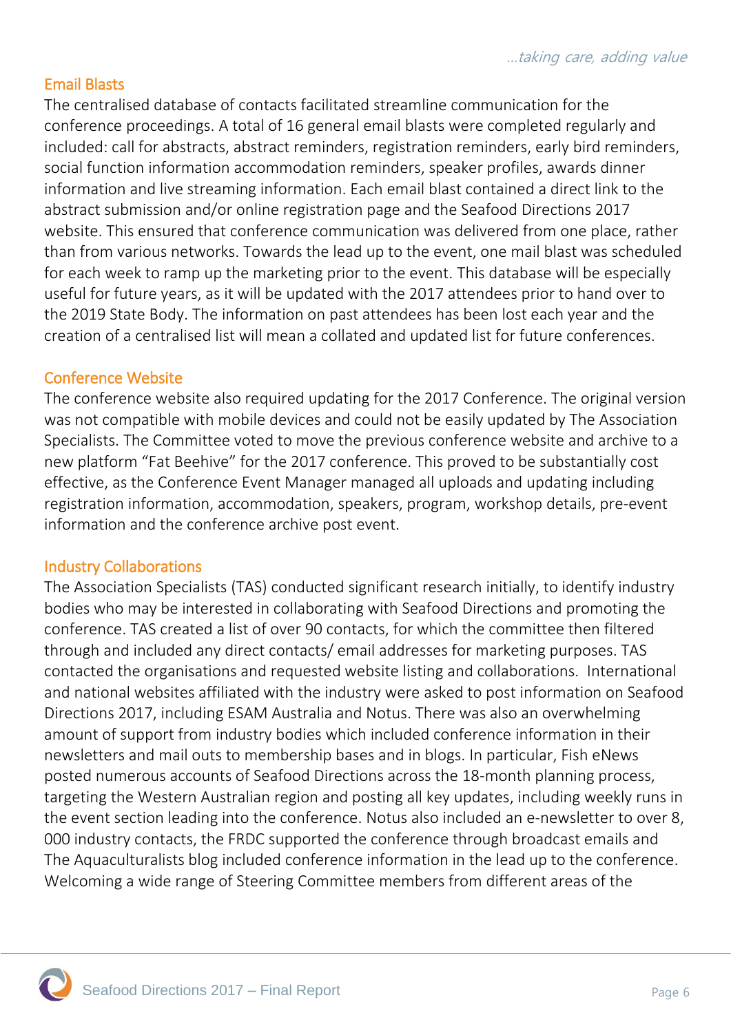## Email Blasts

The centralised database of contacts facilitated streamline communication for the conference proceedings. A total of 16 general email blasts were completed regularly and included: call for abstracts, abstract reminders, registration reminders, early bird reminders, social function information accommodation reminders, speaker profiles, awards dinner information and live streaming information. Each email blast contained a direct link to the abstract submission and/or online registration page and the Seafood Directions 2017 website. This ensured that conference communication was delivered from one place, rather than from various networks. Towards the lead up to the event, one mail blast was scheduled for each week to ramp up the marketing prior to the event. This database will be especially useful for future years, as it will be updated with the 2017 attendees prior to hand over to the 2019 State Body. The information on past attendees has been lost each year and the creation of a centralised list will mean a collated and updated list for future conferences.

## Conference Website

The conference website also required updating for the 2017 Conference. The original version was not compatible with mobile devices and could not be easily updated by The Association Specialists. The Committee voted to move the previous conference website and archive to a new platform "Fat Beehive" for the 2017 conference. This proved to be substantially cost effective, as the Conference Event Manager managed all uploads and updating including registration information, accommodation, speakers, program, workshop details, pre-event information and the conference archive post event.

## Industry Collaborations

The Association Specialists (TAS) conducted significant research initially, to identify industry bodies who may be interested in collaborating with Seafood Directions and promoting the conference. TAS created a list of over 90 contacts, for which the committee then filtered through and included any direct contacts/ email addresses for marketing purposes. TAS contacted the organisations and requested website listing and collaborations. International and national websites affiliated with the industry were asked to post information on Seafood Directions 2017, including ESAM Australia and Notus. There was also an overwhelming amount of support from industry bodies which included conference information in their newsletters and mail outs to membership bases and in blogs. In particular, Fish eNews posted numerous accounts of Seafood Directions across the 18-month planning process, targeting the Western Australian region and posting all key updates, including weekly runs in the event section leading into the conference. Notus also included an e-newsletter to over 8, 000 industry contacts, the FRDC supported the conference through broadcast emails and The Aquaculturalists blog included conference information in the lead up to the conference. Welcoming a wide range of Steering Committee members from different areas of the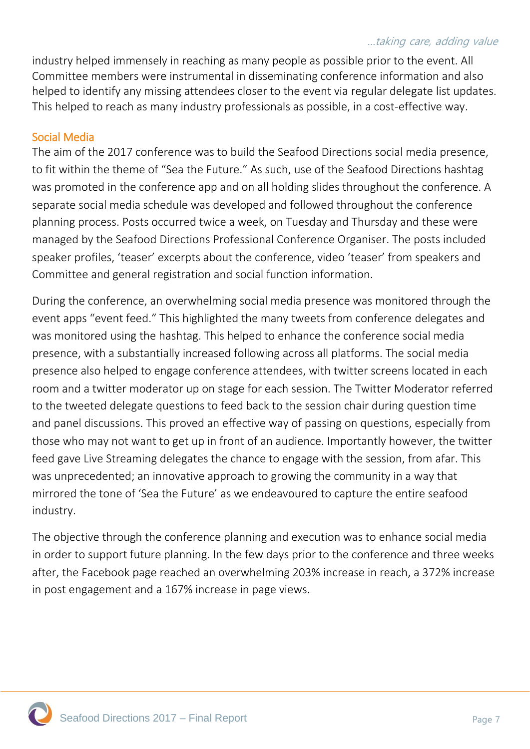industry helped immensely in reaching as many people as possible prior to the event. All Committee members were instrumental in disseminating conference information and also helped to identify any missing attendees closer to the event via regular delegate list updates. This helped to reach as many industry professionals as possible, in a cost-effective way.

## Social Media

The aim of the 2017 conference was to build the Seafood Directions social media presence, to fit within the theme of "Sea the Future." As such, use of the Seafood Directions hashtag was promoted in the conference app and on all holding slides throughout the conference. A separate social media schedule was developed and followed throughout the conference planning process. Posts occurred twice a week, on Tuesday and Thursday and these were managed by the Seafood Directions Professional Conference Organiser. The posts included speaker profiles, 'teaser' excerpts about the conference, video 'teaser' from speakers and Committee and general registration and social function information.

During the conference, an overwhelming social media presence was monitored through the event apps "event feed." This highlighted the many tweets from conference delegates and was monitored using the hashtag. This helped to enhance the conference social media presence, with a substantially increased following across all platforms. The social media presence also helped to engage conference attendees, with twitter screens located in each room and a twitter moderator up on stage for each session. The Twitter Moderator referred to the tweeted delegate questions to feed back to the session chair during question time and panel discussions. This proved an effective way of passing on questions, especially from those who may not want to get up in front of an audience. Importantly however, the twitter feed gave Live Streaming delegates the chance to engage with the session, from afar. This was unprecedented; an innovative approach to growing the community in a way that mirrored the tone of 'Sea the Future' as we endeavoured to capture the entire seafood industry.

The objective through the conference planning and execution was to enhance social media in order to support future planning. In the few days prior to the conference and three weeks after, the Facebook page reached an overwhelming 203% increase in reach, a 372% increase in post engagement and a 167% increase in page views.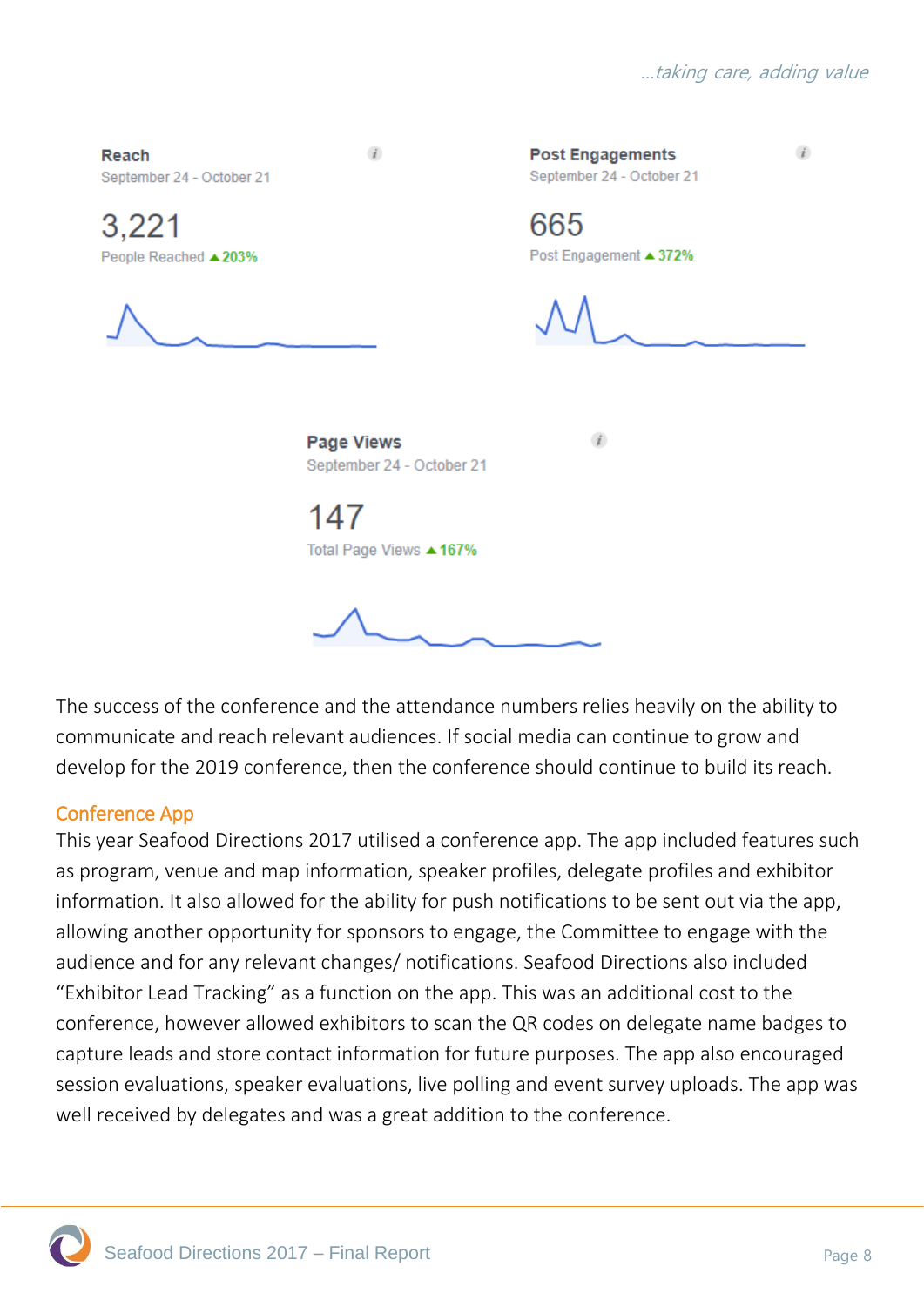**Reach**
September 24 - October 21

3,221
People Reached ▲203%

**Post Engagements**
September 24 - October 21

665
Post Engagement ▲372%

**Page Views**
September 24 - October 21

147
Total Page Views ▲167%

The success of the conference and the attendance numbers relies heavily on the ability to communicate and reach relevant audiences. If social media can continue to grow and develop for the 2019 conference, then the conference should continue to build its reach.

## Conference App

This year Seafood Directions 2017 utilised a conference app. The app included features such as program, venue and map information, speaker profiles, delegate profiles and exhibitor information. It also allowed for the ability for push notifications to be sent out via the app, allowing another opportunity for sponsors to engage, the Committee to engage with the audience and for any relevant changes/ notifications. Seafood Directions also included "Exhibitor Lead Tracking" as a function on the app. This was an additional cost to the conference, however allowed exhibitors to scan the QR codes on delegate name badges to capture leads and store contact information for future purposes. The app also encouraged session evaluations, speaker evaluations, live polling and event survey uploads. The app was well received by delegates and was a great addition to the conference.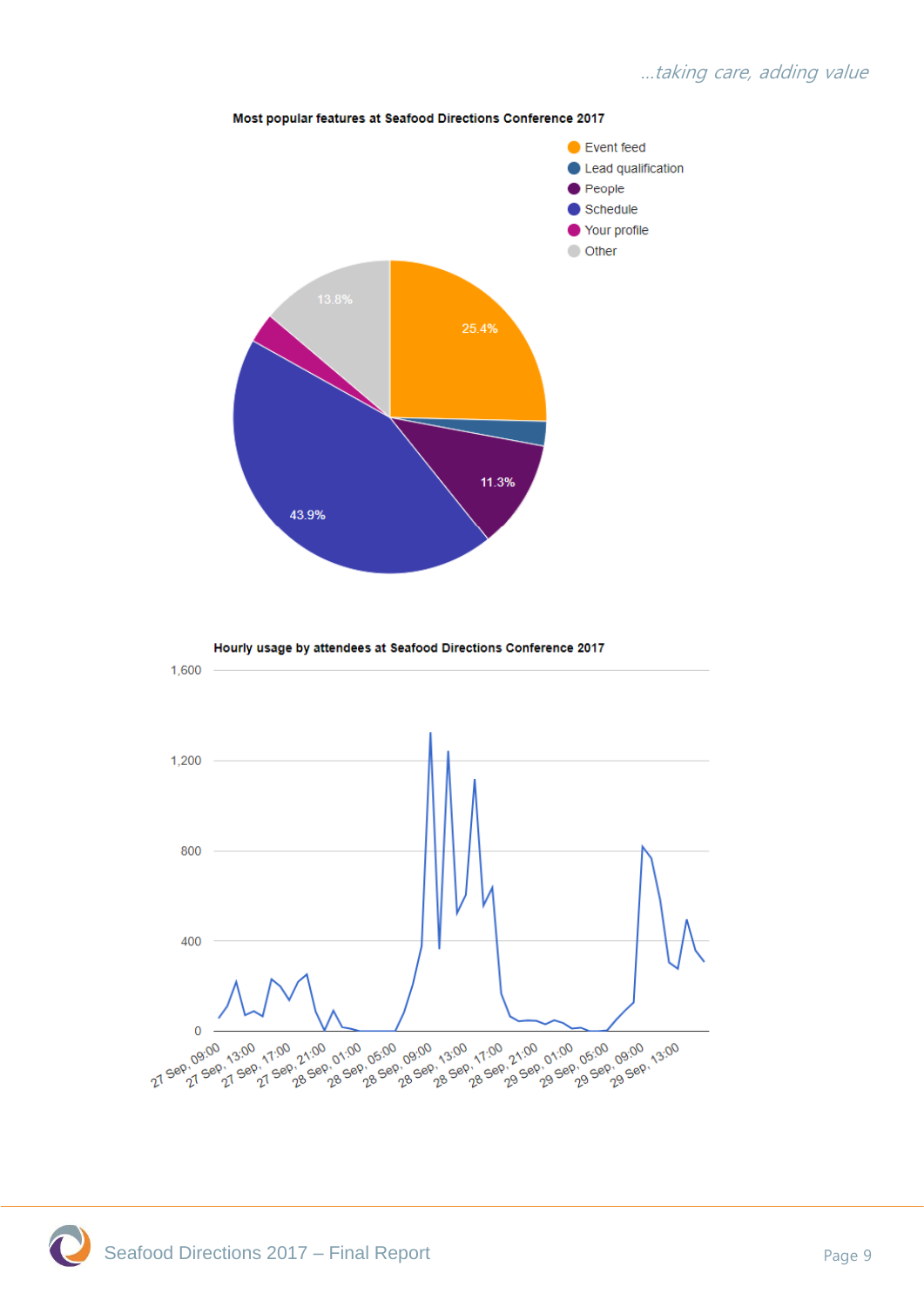**Most popular features at Seafood Directions Conference 2017**

- Event feed
- Lead qualification
- People
- Schedule
- Your profile
- Other

13.8%

25.4%

11.3%

43.9%

**Hourly usage by attendees at Seafood Directions Conference 2017**

1,600

1,200

800

400

0

27 Sep, 09:00 27 Sep, 13:00 27 Sep, 17:00 27 Sep, 21:00 28 Sep, 01:00 28 Sep, 05:00 28 Sep, 09:00 28 Sep, 13:00 28 Sep, 17:00 28 Sep, 21:00 29 Sep, 01:00 29 Sep, 05:00 29 Sep, 09:00 29 Sep, 13:00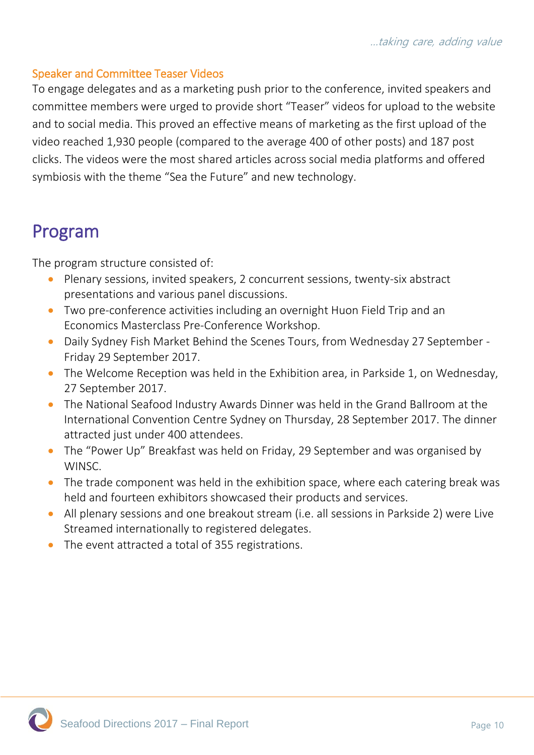### Speaker and Committee Teaser Videos

To engage delegates and as a marketing push prior to the conference, invited speakers and committee members were urged to provide short "Teaser" videos for upload to the website and to social media. This proved an effective means of marketing as the first upload of the video reached 1,930 people (compared to the average 400 of other posts) and 187 post clicks. The videos were the most shared articles across social media platforms and offered symbiosis with the theme "Sea the Future" and new technology.

# Program

The program structure consisted of:

- Plenary sessions, invited speakers, 2 concurrent sessions, twenty-six abstract presentations and various panel discussions.
- Two pre-conference activities including an overnight Huon Field Trip and an Economics Masterclass Pre-Conference Workshop.
- Daily Sydney Fish Market Behind the Scenes Tours, from Wednesday 27 September - Friday 29 September 2017.
- The Welcome Reception was held in the Exhibition area, in Parkside 1, on Wednesday, 27 September 2017.
- The National Seafood Industry Awards Dinner was held in the Grand Ballroom at the International Convention Centre Sydney on Thursday, 28 September 2017. The dinner attracted just under 400 attendees.
- The "Power Up" Breakfast was held on Friday, 29 September and was organised by WINSC.
- The trade component was held in the exhibition space, where each catering break was held and fourteen exhibitors showcased their products and services.
- All plenary sessions and one breakout stream (i.e. all sessions in Parkside 2) were Live Streamed internationally to registered delegates.
- The event attracted a total of 355 registrations.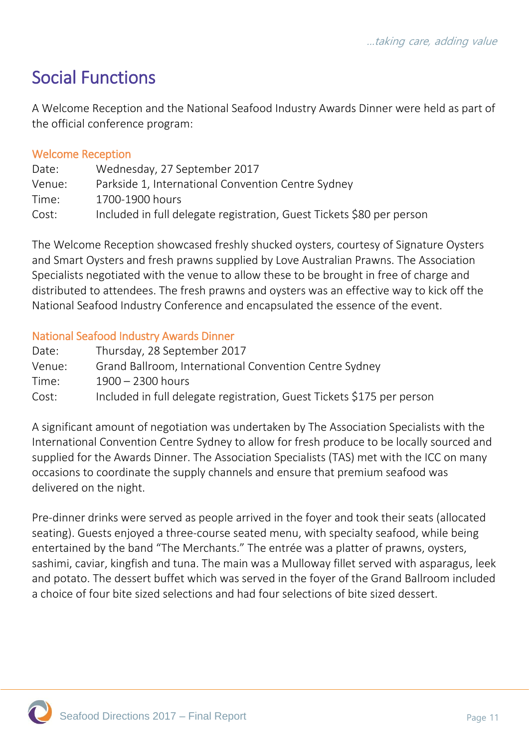# Social Functions

A Welcome Reception and the National Seafood Industry Awards Dinner were held as part of the official conference program:

## Welcome Reception

Date: Wednesday, 27 September 2017
Venue: Parkside 1, International Convention Centre Sydney
Time: 1700-1900 hours
Cost: Included in full delegate registration, Guest Tickets $80 per person

The Welcome Reception showcased freshly shucked oysters, courtesy of Signature Oysters and Smart Oysters and fresh prawns supplied by Love Australian Prawns. The Association Specialists negotiated with the venue to allow these to be brought in free of charge and distributed to attendees. The fresh prawns and oysters was an effective way to kick off the National Seafood Industry Conference and encapsulated the essence of the event.

## National Seafood Industry Awards Dinner

Date: Thursday, 28 September 2017
Venue: Grand Ballroom, International Convention Centre Sydney
Time: 1900 – 2300 hours
Cost: Included in full delegate registration, Guest Tickets $175 per person

A significant amount of negotiation was undertaken by The Association Specialists with the International Convention Centre Sydney to allow for fresh produce to be locally sourced and supplied for the Awards Dinner. The Association Specialists (TAS) met with the ICC on many occasions to coordinate the supply channels and ensure that premium seafood was delivered on the night.

Pre-dinner drinks were served as people arrived in the foyer and took their seats (allocated seating). Guests enjoyed a three-course seated menu, with specialty seafood, while being entertained by the band "The Merchants." The entrée was a platter of prawns, oysters, sashimi, caviar, kingfish and tuna. The main was a Mulloway fillet served with asparagus, leek and potato. The dessert buffet which was served in the foyer of the Grand Ballroom included a choice of four bite sized selections and had four selections of bite sized dessert.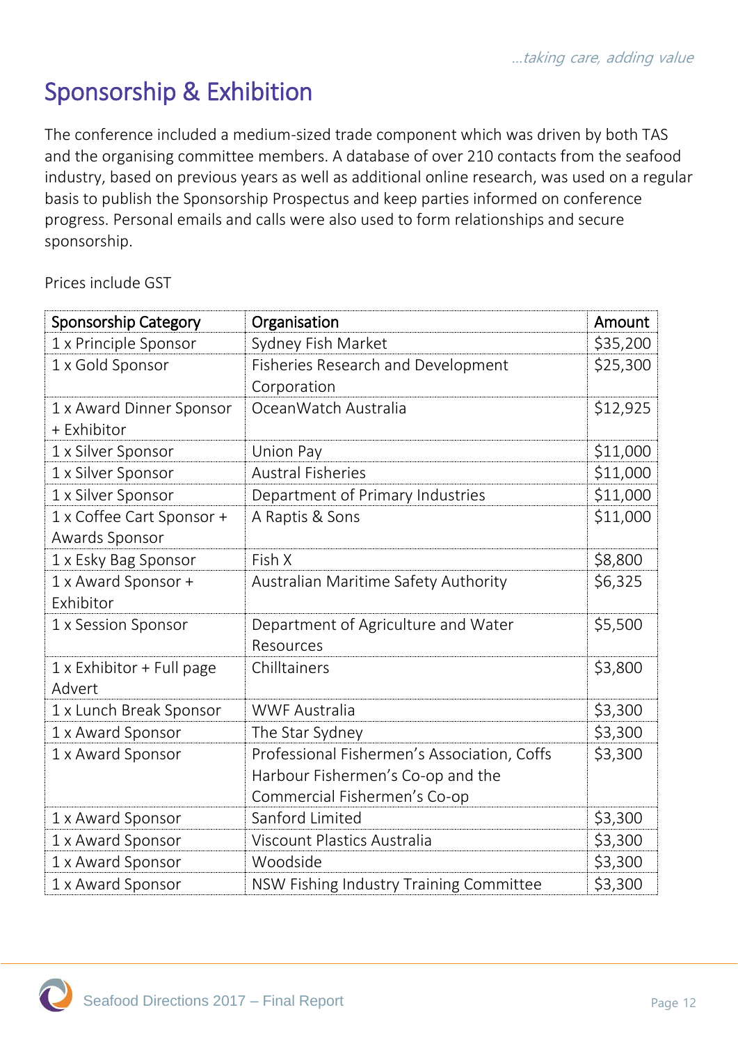# Sponsorship & Exhibition

The conference included a medium-sized trade component which was driven by both TAS and the organising committee members. A database of over 210 contacts from the seafood industry, based on previous years as well as additional online research, was used on a regular basis to publish the Sponsorship Prospectus and keep parties informed on conference progress. Personal emails and calls were also used to form relationships and secure sponsorship.

Prices include GST

| Sponsorship Category | Organisation | Amount |
|---|---|---|
| 1 x Principle Sponsor | Sydney Fish Market | $35,200 |
| 1 x Gold Sponsor | Fisheries Research and Development Corporation | $25,300 |
| 1 x Award Dinner Sponsor + Exhibitor | OceanWatch Australia | $12,925 |
| 1 x Silver Sponsor | Union Pay | $11,000 |
| 1 x Silver Sponsor | Austral Fisheries | $11,000 |
| 1 x Silver Sponsor | Department of Primary Industries | $11,000 |
| 1 x Coffee Cart Sponsor + Awards Sponsor | A Raptis & Sons | $11,000 |
| 1 x Esky Bag Sponsor | Fish X | $8,800 |
| 1 x Award Sponsor + Exhibitor | Australian Maritime Safety Authority | $6,325 |
| 1 x Session Sponsor | Department of Agriculture and Water Resources | $5,500 |
| 1 x Exhibitor + Full page Advert | Chilltainers | $3,800 |
| 1 x Lunch Break Sponsor | WWF Australia | $3,300 |
| 1 x Award Sponsor | The Star Sydney | $3,300 |
| 1 x Award Sponsor | Professional Fishermen's Association, Coffs Harbour Fishermen's Co-op and the Commercial Fishermen's Co-op | $3,300 |
| 1 x Award Sponsor | Sanford Limited | $3,300 |
| 1 x Award Sponsor | Viscount Plastics Australia | $3,300 |
| 1 x Award Sponsor | Woodside | $3,300 |
| 1 x Award Sponsor | NSW Fishing Industry Training Committee | $3,300 |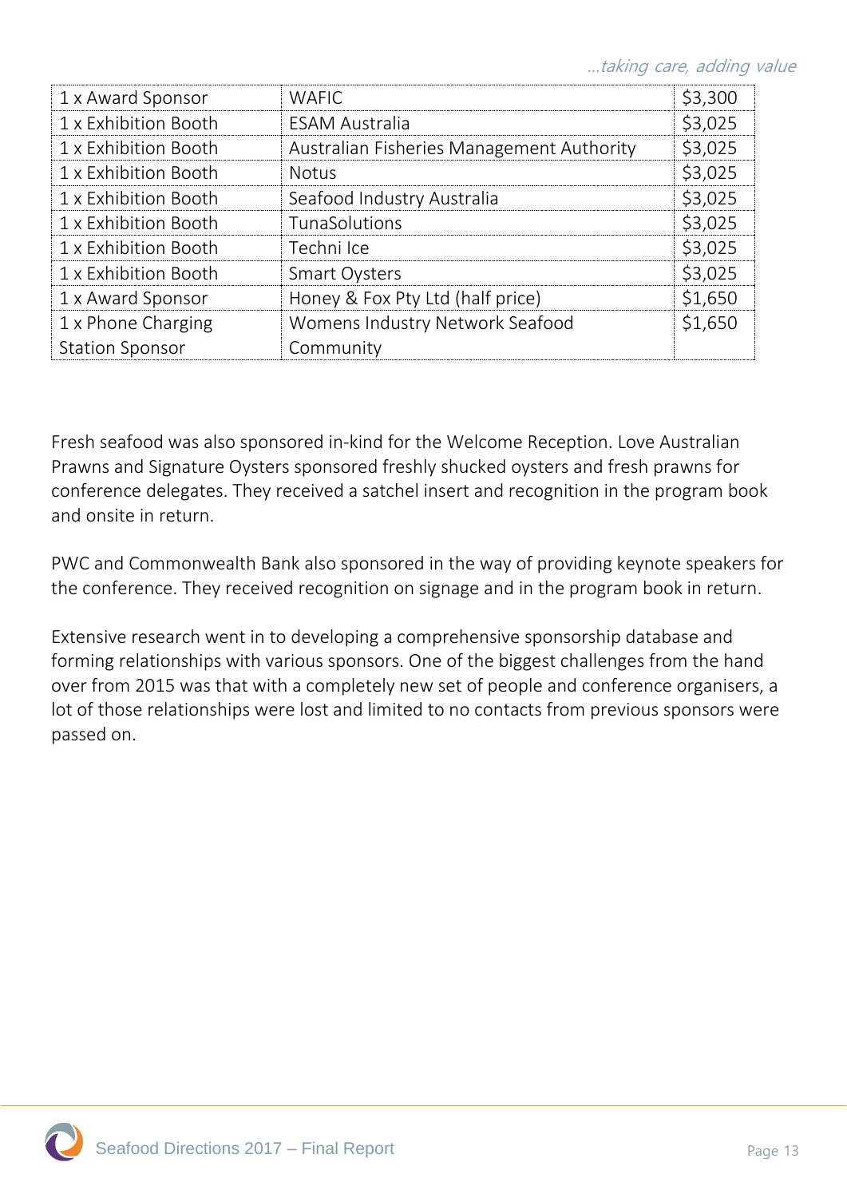| 1 x Award Sponsor | WAFIC | $3,300 |
|---|---|---|
| 1 x Exhibition Booth | ESAM Australia | $3,025 |
| 1 x Exhibition Booth | Australian Fisheries Management Authority | $3,025 |
| 1 x Exhibition Booth | Notus | $3,025 |
| 1 x Exhibition Booth | Seafood Industry Australia | $3,025 |
| 1 x Exhibition Booth | TunaSolutions | $3,025 |
| 1 x Exhibition Booth | Techni Ice | $3,025 |
| 1 x Exhibition Booth | Smart Oysters | $3,025 |
| 1 x Award Sponsor | Honey & Fox Pty Ltd (half price) | $1,650 |
| 1 x Phone Charging Station Sponsor | Womens Industry Network Seafood Community | $1,650 |

Fresh seafood was also sponsored in-kind for the Welcome Reception. Love Australian Prawns and Signature Oysters sponsored freshly shucked oysters and fresh prawns for conference delegates. They received a satchel insert and recognition in the program book and onsite in return.

PWC and Commonwealth Bank also sponsored in the way of providing keynote speakers for the conference. They received recognition on signage and in the program book in return.

Extensive research went in to developing a comprehensive sponsorship database and forming relationships with various sponsors. One of the biggest challenges from the hand over from 2015 was that with a completely new set of people and conference organisers, a lot of those relationships were lost and limited to no contacts from previous sponsors were passed on.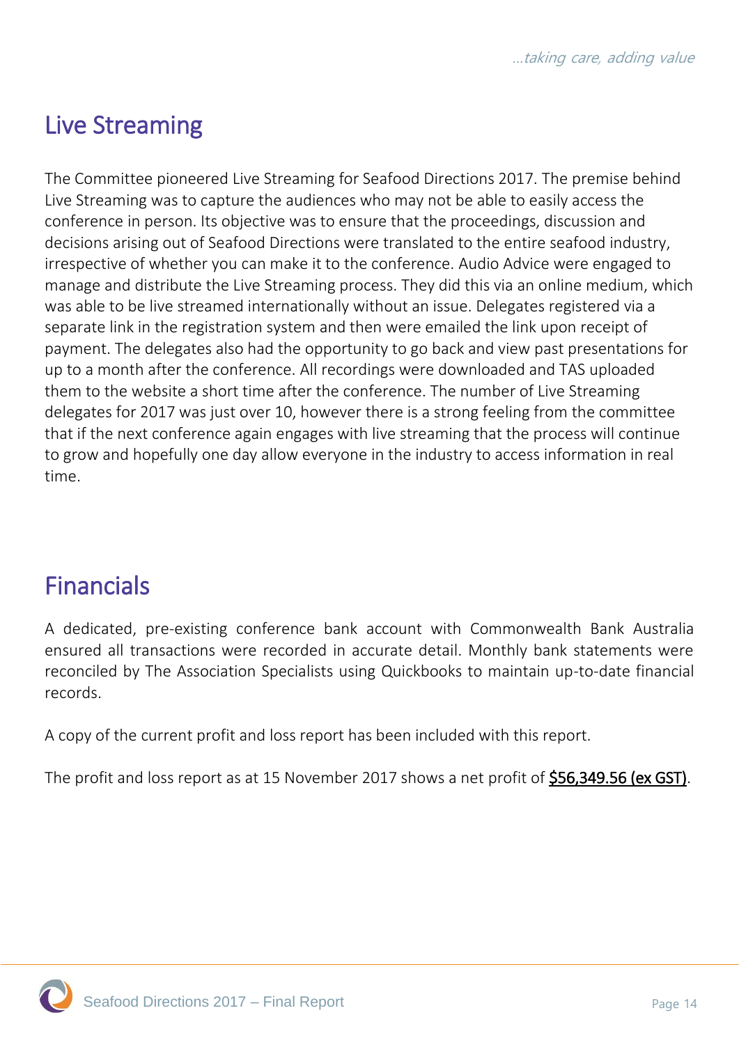## Live Streaming

The Committee pioneered Live Streaming for Seafood Directions 2017. The premise behind Live Streaming was to capture the audiences who may not be able to easily access the conference in person. Its objective was to ensure that the proceedings, discussion and decisions arising out of Seafood Directions were translated to the entire seafood industry, irrespective of whether you can make it to the conference. Audio Advice were engaged to manage and distribute the Live Streaming process. They did this via an online medium, which was able to be live streamed internationally without an issue. Delegates registered via a separate link in the registration system and then were emailed the link upon receipt of payment. The delegates also had the opportunity to go back and view past presentations for up to a month after the conference. All recordings were downloaded and TAS uploaded them to the website a short time after the conference. The number of Live Streaming delegates for 2017 was just over 10, however there is a strong feeling from the committee that if the next conference again engages with live streaming that the process will continue to grow and hopefully one day allow everyone in the industry to access information in real time.

## Financials

A dedicated, pre-existing conference bank account with Commonwealth Bank Australia ensured all transactions were recorded in accurate detail. Monthly bank statements were reconciled by The Association Specialists using Quickbooks to maintain up-to-date financial records.

A copy of the current profit and loss report has been included with this report.

The profit and loss report as at 15 November 2017 shows a net profit of **$56,349.56 (ex GST)**.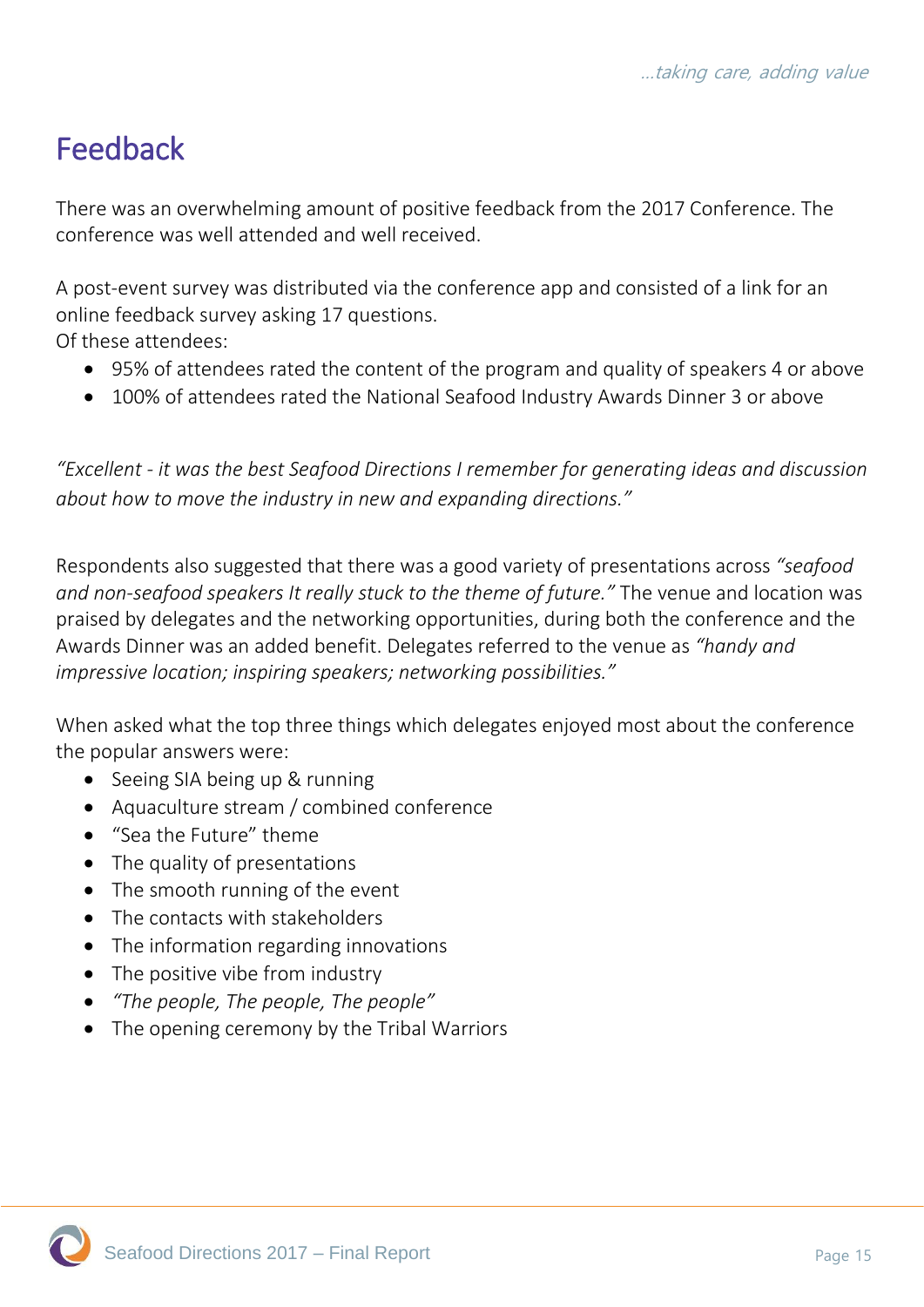# Feedback

There was an overwhelming amount of positive feedback from the 2017 Conference. The conference was well attended and well received.

A post-event survey was distributed via the conference app and consisted of a link for an online feedback survey asking 17 questions.
Of these attendees:

- 95% of attendees rated the content of the program and quality of speakers 4 or above
- 100% of attendees rated the National Seafood Industry Awards Dinner 3 or above

*"Excellent - it was the best Seafood Directions I remember for generating ideas and discussion about how to move the industry in new and expanding directions."*

Respondents also suggested that there was a good variety of presentations across *"seafood and non-seafood speakers It really stuck to the theme of future."* The venue and location was praised by delegates and the networking opportunities, during both the conference and the Awards Dinner was an added benefit. Delegates referred to the venue as *"handy and impressive location; inspiring speakers; networking possibilities."*

When asked what the top three things which delegates enjoyed most about the conference the popular answers were:

- Seeing SIA being up & running
- Aquaculture stream / combined conference
- "Sea the Future" theme
- The quality of presentations
- The smooth running of the event
- The contacts with stakeholders
- The information regarding innovations
- The positive vibe from industry
- *"The people, The people, The people"*
- The opening ceremony by the Tribal Warriors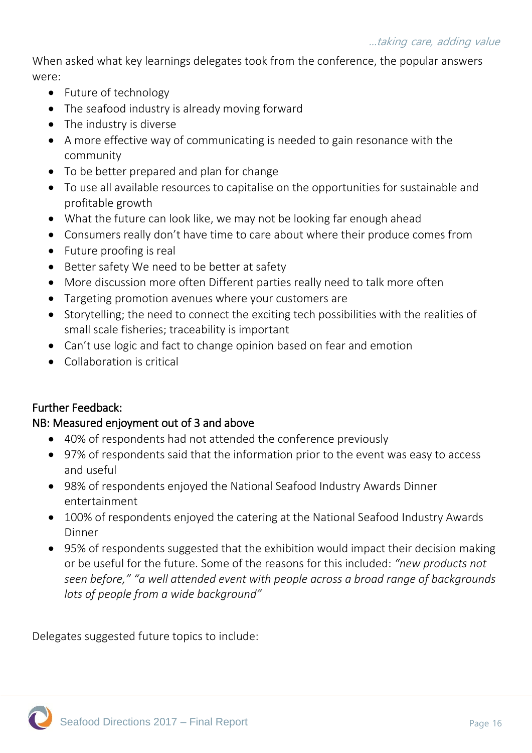When asked what key learnings delegates took from the conference, the popular answers were:

- Future of technology
- The seafood industry is already moving forward
- The industry is diverse
- A more effective way of communicating is needed to gain resonance with the community
- To be better prepared and plan for change
- To use all available resources to capitalise on the opportunities for sustainable and profitable growth
- What the future can look like, we may not be looking far enough ahead
- Consumers really don't have time to care about where their produce comes from
- Future proofing is real
- Better safety We need to be better at safety
- More discussion more often Different parties really need to talk more often
- Targeting promotion avenues where your customers are
- Storytelling; the need to connect the exciting tech possibilities with the realities of small scale fisheries; traceability is important
- Can't use logic and fact to change opinion based on fear and emotion
- Collaboration is critical

**Further Feedback:**
**NB: Measured enjoyment out of 3 and above**

- 40% of respondents had not attended the conference previously
- 97% of respondents said that the information prior to the event was easy to access and useful
- 98% of respondents enjoyed the National Seafood Industry Awards Dinner entertainment
- 100% of respondents enjoyed the catering at the National Seafood Industry Awards Dinner
- 95% of respondents suggested that the exhibition would impact their decision making or be useful for the future. Some of the reasons for this included: *"new products not seen before," "a well attended event with people across a broad range of backgrounds lots of people from a wide background"*

Delegates suggested future topics to include: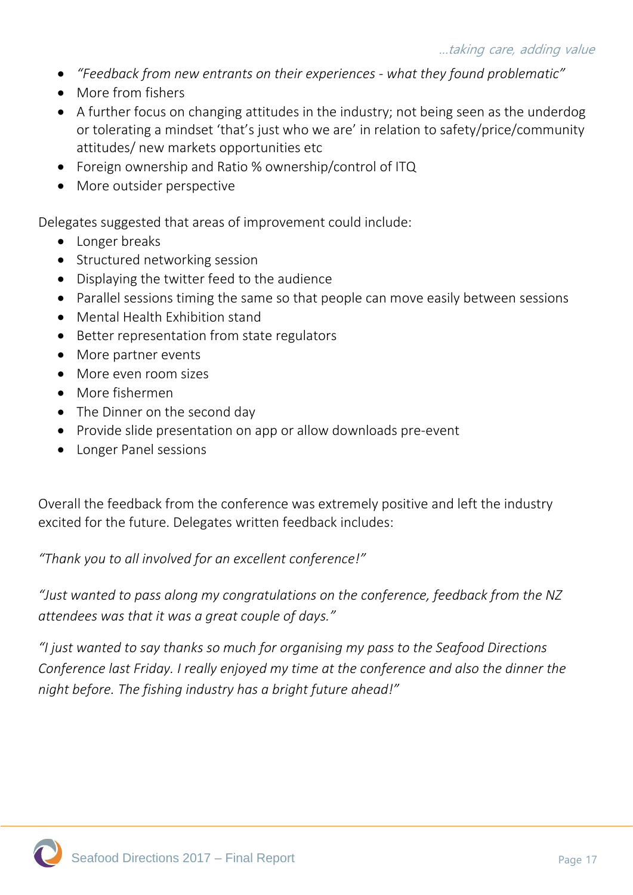- *"Feedback from new entrants on their experiences - what they found problematic"*
- More from fishers
- A further focus on changing attitudes in the industry; not being seen as the underdog or tolerating a mindset 'that's just who we are' in relation to safety/price/community attitudes/ new markets opportunities etc
- Foreign ownership and Ratio % ownership/control of ITQ
- More outsider perspective

Delegates suggested that areas of improvement could include:

- Longer breaks
- Structured networking session
- Displaying the twitter feed to the audience
- Parallel sessions timing the same so that people can move easily between sessions
- Mental Health Exhibition stand
- Better representation from state regulators
- More partner events
- More even room sizes
- More fishermen
- The Dinner on the second day
- Provide slide presentation on app or allow downloads pre-event
- Longer Panel sessions

Overall the feedback from the conference was extremely positive and left the industry excited for the future. Delegates written feedback includes:

*"Thank you to all involved for an excellent conference!"*

*"Just wanted to pass along my congratulations on the conference, feedback from the NZ attendees was that it was a great couple of days."*

*"I just wanted to say thanks so much for organising my pass to the Seafood Directions Conference last Friday. I really enjoyed my time at the conference and also the dinner the night before. The fishing industry has a bright future ahead!"*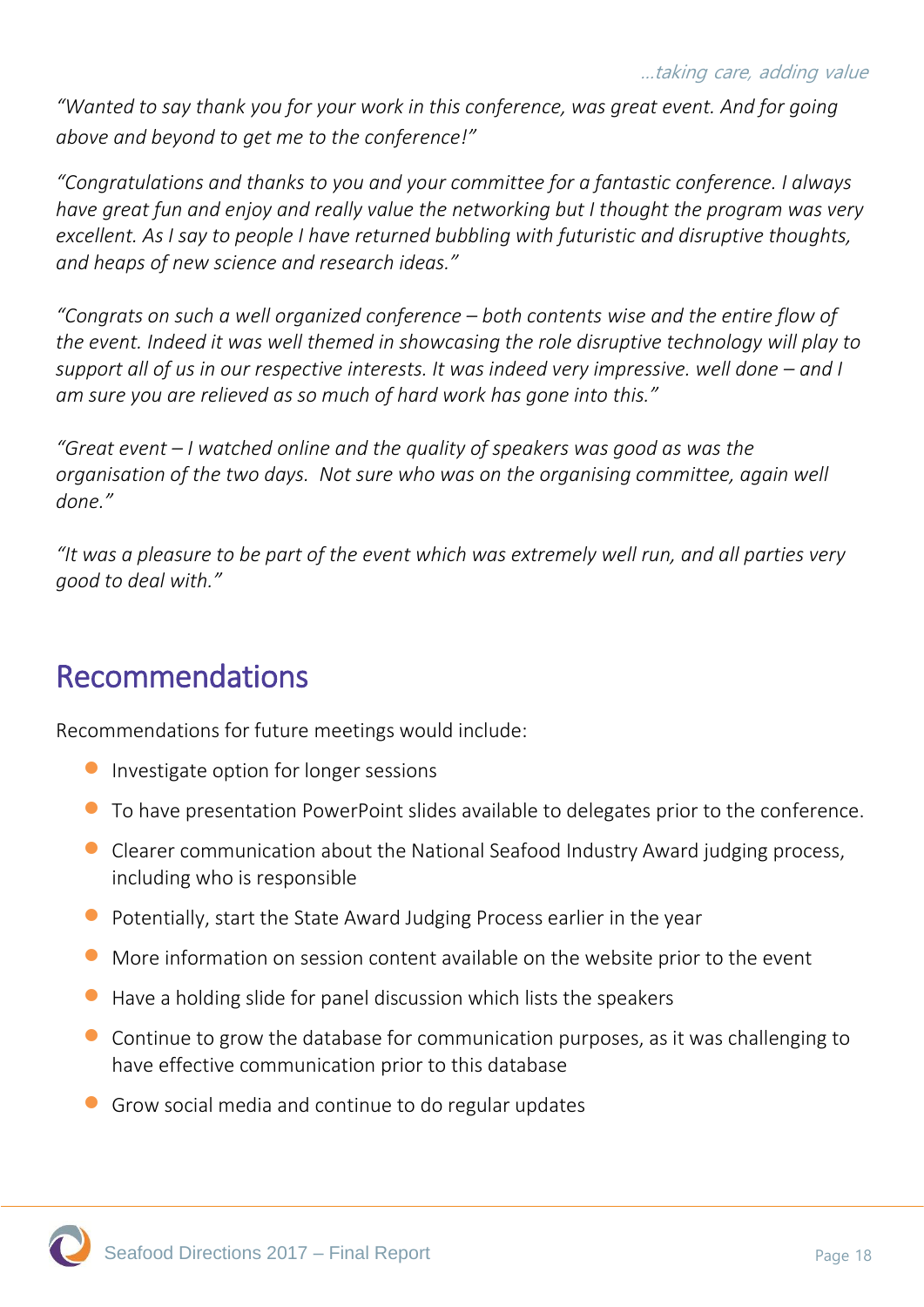*"Wanted to say thank you for your work in this conference, was great event. And for going above and beyond to get me to the conference!"*

*"Congratulations and thanks to you and your committee for a fantastic conference. I always have great fun and enjoy and really value the networking but I thought the program was very excellent. As I say to people I have returned bubbling with futuristic and disruptive thoughts, and heaps of new science and research ideas."*

*"Congrats on such a well organized conference – both contents wise and the entire flow of the event. Indeed it was well themed in showcasing the role disruptive technology will play to support all of us in our respective interests. It was indeed very impressive. well done – and I am sure you are relieved as so much of hard work has gone into this."*

*"Great event – I watched online and the quality of speakers was good as was the organisation of the two days.  Not sure who was on the organising committee, again well done."*

*"It was a pleasure to be part of the event which was extremely well run, and all parties very good to deal with."*

## Recommendations

Recommendations for future meetings would include:

- Investigate option for longer sessions
- To have presentation PowerPoint slides available to delegates prior to the conference.
- Clearer communication about the National Seafood Industry Award judging process, including who is responsible
- Potentially, start the State Award Judging Process earlier in the year
- More information on session content available on the website prior to the event
- Have a holding slide for panel discussion which lists the speakers
- Continue to grow the database for communication purposes, as it was challenging to have effective communication prior to this database
- Grow social media and continue to do regular updates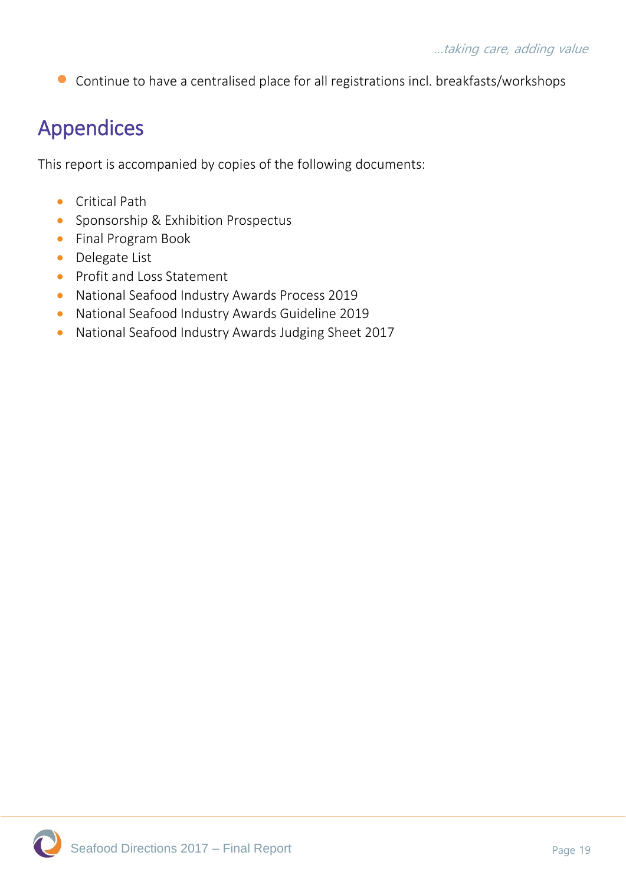- Continue to have a centralised place for all registrations incl. breakfasts/workshops

# Appendices

This report is accompanied by copies of the following documents:

- Critical Path
- Sponsorship & Exhibition Prospectus
- Final Program Book
- Delegate List
- Profit and Loss Statement
- National Seafood Industry Awards Process 2019
- National Seafood Industry Awards Guideline 2019
- National Seafood Industry Awards Judging Sheet 2017